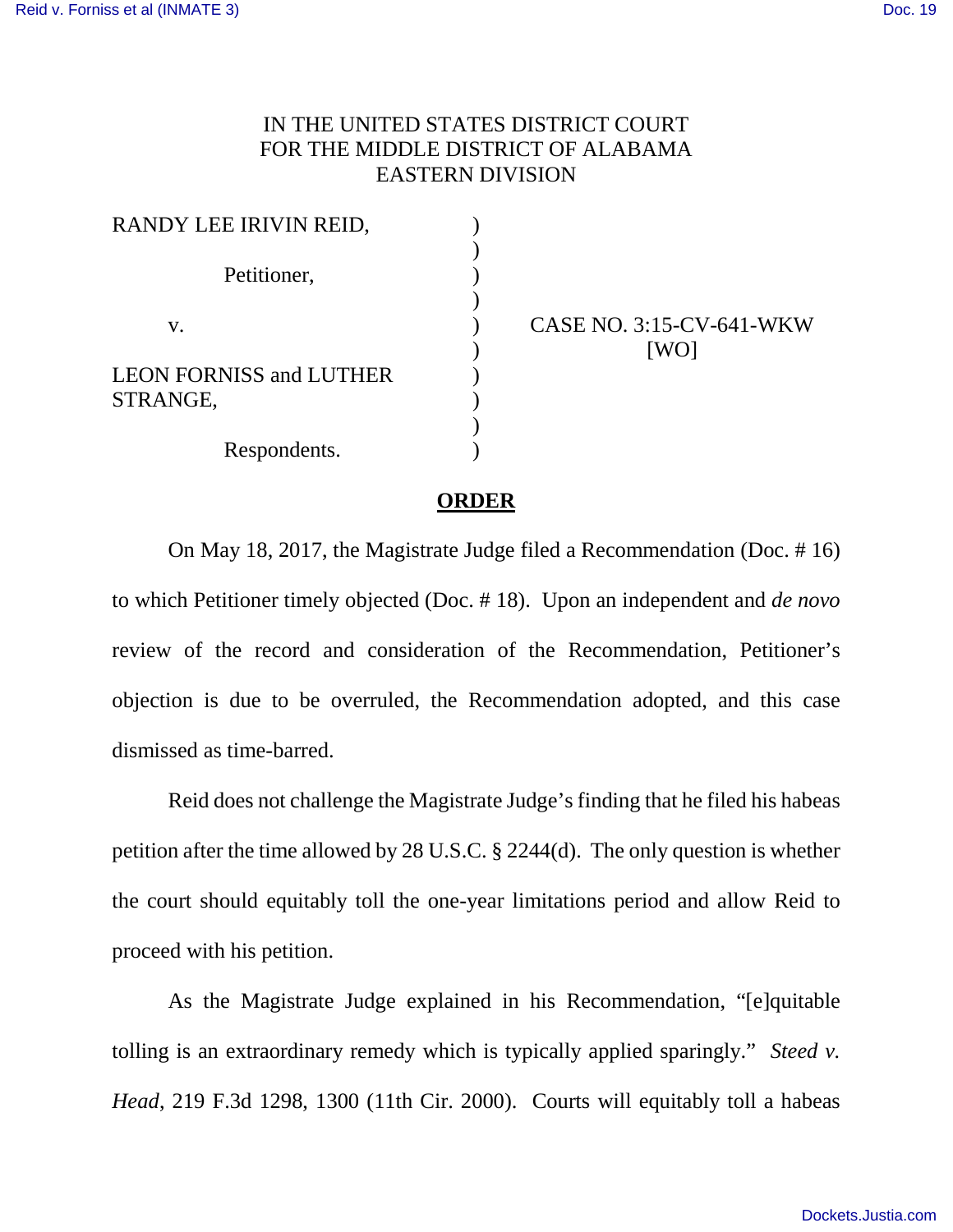IN THE UNITED STATES DISTRICT COURT
FOR THE MIDDLE DISTRICT OF ALABAMA
EASTERN DIVISION

| | | |
|---|---|---|
| RANDY LEE IRIVIN REID, | ) | |
| Petitioner, | ) | |
| v. | ) | CASE NO. 3:15-CV-641-WKW [WO] |
| LEON FORNISS and LUTHER STRANGE, | ) | |
| Respondents. | ) | |

**ORDER**

On May 18, 2017, the Magistrate Judge filed a Recommendation (Doc. # 16) to which Petitioner timely objected (Doc. # 18). Upon an independent and *de novo* review of the record and consideration of the Recommendation, Petitioner's objection is due to be overruled, the Recommendation adopted, and this case dismissed as time-barred.

Reid does not challenge the Magistrate Judge's finding that he filed his habeas petition after the time allowed by 28 U.S.C. § 2244(d). The only question is whether the court should equitably toll the one-year limitations period and allow Reid to proceed with his petition.

As the Magistrate Judge explained in his Recommendation, "[e]quitable tolling is an extraordinary remedy which is typically applied sparingly." *Steed v. Head*, 219 F.3d 1298, 1300 (11th Cir. 2000). Courts will equitably toll a habeas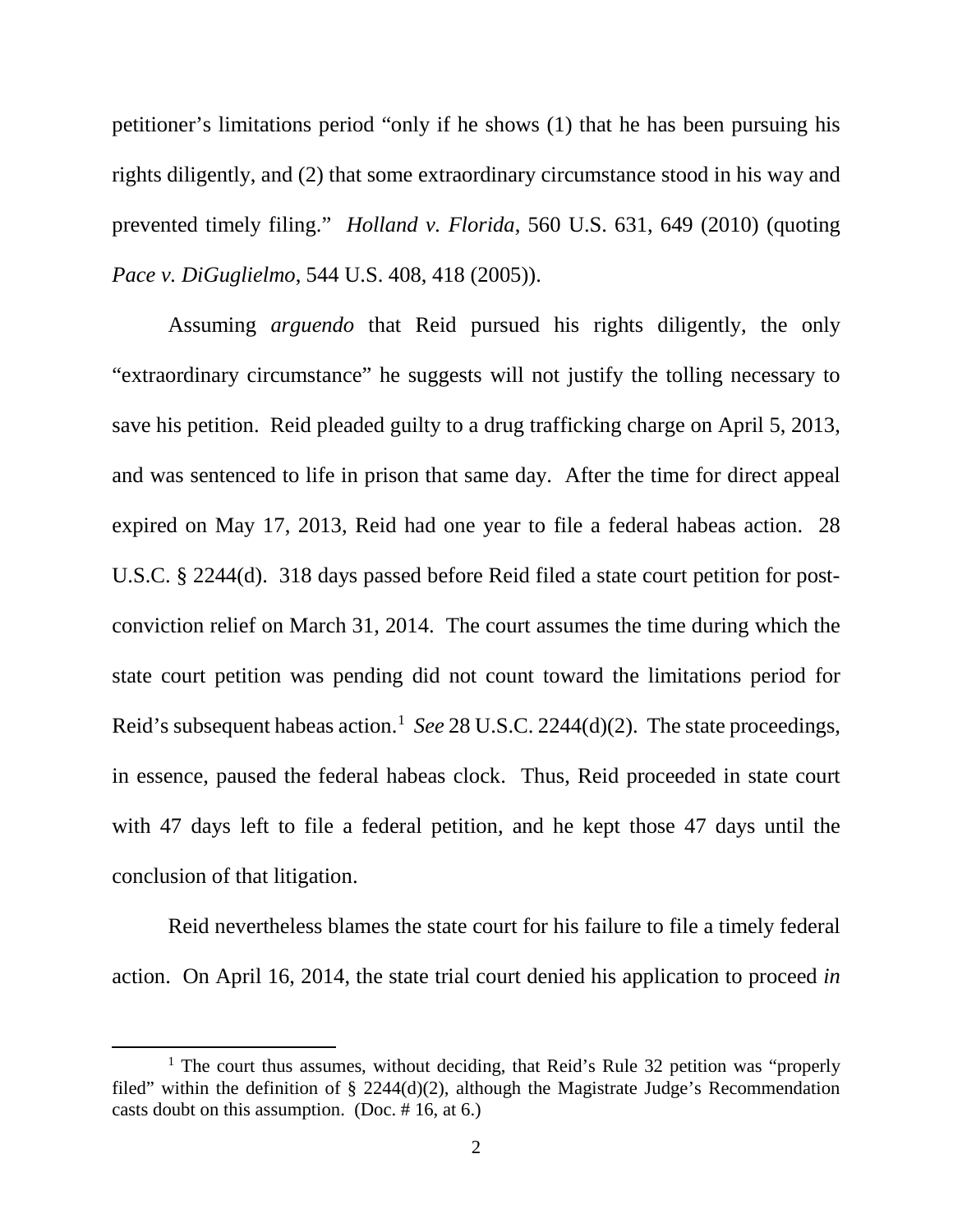petitioner's limitations period "only if he shows (1) that he has been pursuing his rights diligently, and (2) that some extraordinary circumstance stood in his way and prevented timely filing." *Holland v. Florida*, 560 U.S. 631, 649 (2010) (quoting *Pace v. DiGuglielmo*, 544 U.S. 408, 418 (2005)).

Assuming *arguendo* that Reid pursued his rights diligently, the only "extraordinary circumstance" he suggests will not justify the tolling necessary to save his petition. Reid pleaded guilty to a drug trafficking charge on April 5, 2013, and was sentenced to life in prison that same day. After the time for direct appeal expired on May 17, 2013, Reid had one year to file a federal habeas action. 28 U.S.C. § 2244(d). 318 days passed before Reid filed a state court petition for post-conviction relief on March 31, 2014. The court assumes the time during which the state court petition was pending did not count toward the limitations period for Reid's subsequent habeas action.[1] *See* 28 U.S.C. 2244(d)(2). The state proceedings, in essence, paused the federal habeas clock. Thus, Reid proceeded in state court with 47 days left to file a federal petition, and he kept those 47 days until the conclusion of that litigation.

Reid nevertheless blames the state court for his failure to file a timely federal action. On April 16, 2014, the state trial court denied his application to proceed *in*

[1] The court thus assumes, without deciding, that Reid's Rule 32 petition was "properly filed" within the definition of § 2244(d)(2), although the Magistrate Judge's Recommendation casts doubt on this assumption. (Doc. # 16, at 6.)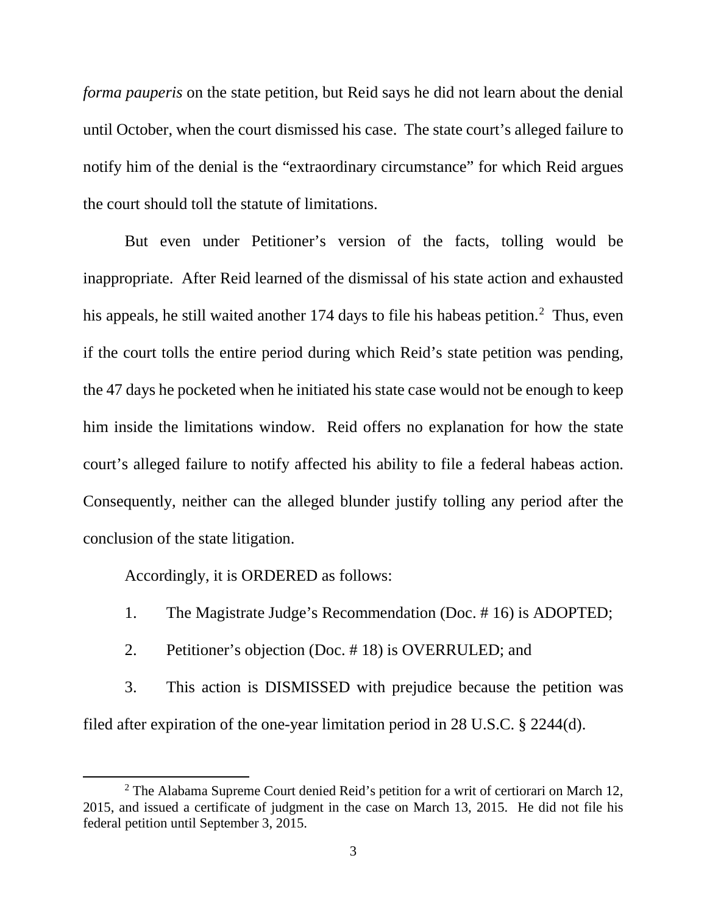*forma pauperis* on the state petition, but Reid says he did not learn about the denial until October, when the court dismissed his case. The state court's alleged failure to notify him of the denial is the "extraordinary circumstance" for which Reid argues the court should toll the statute of limitations.

But even under Petitioner's version of the facts, tolling would be inappropriate. After Reid learned of the dismissal of his state action and exhausted his appeals, he still waited another 174 days to file his habeas petition.[2] Thus, even if the court tolls the entire period during which Reid's state petition was pending, the 47 days he pocketed when he initiated his state case would not be enough to keep him inside the limitations window. Reid offers no explanation for how the state court's alleged failure to notify affected his ability to file a federal habeas action. Consequently, neither can the alleged blunder justify tolling any period after the conclusion of the state litigation.

Accordingly, it is ORDERED as follows:

1. The Magistrate Judge's Recommendation (Doc. # 16) is ADOPTED;
2. Petitioner's objection (Doc. # 18) is OVERRULED; and
3. This action is DISMISSED with prejudice because the petition was filed after expiration of the one-year limitation period in 28 U.S.C. § 2244(d).

---

[2] The Alabama Supreme Court denied Reid's petition for a writ of certiorari on March 12, 2015, and issued a certificate of judgment in the case on March 13, 2015. He did not file his federal petition until September 3, 2015.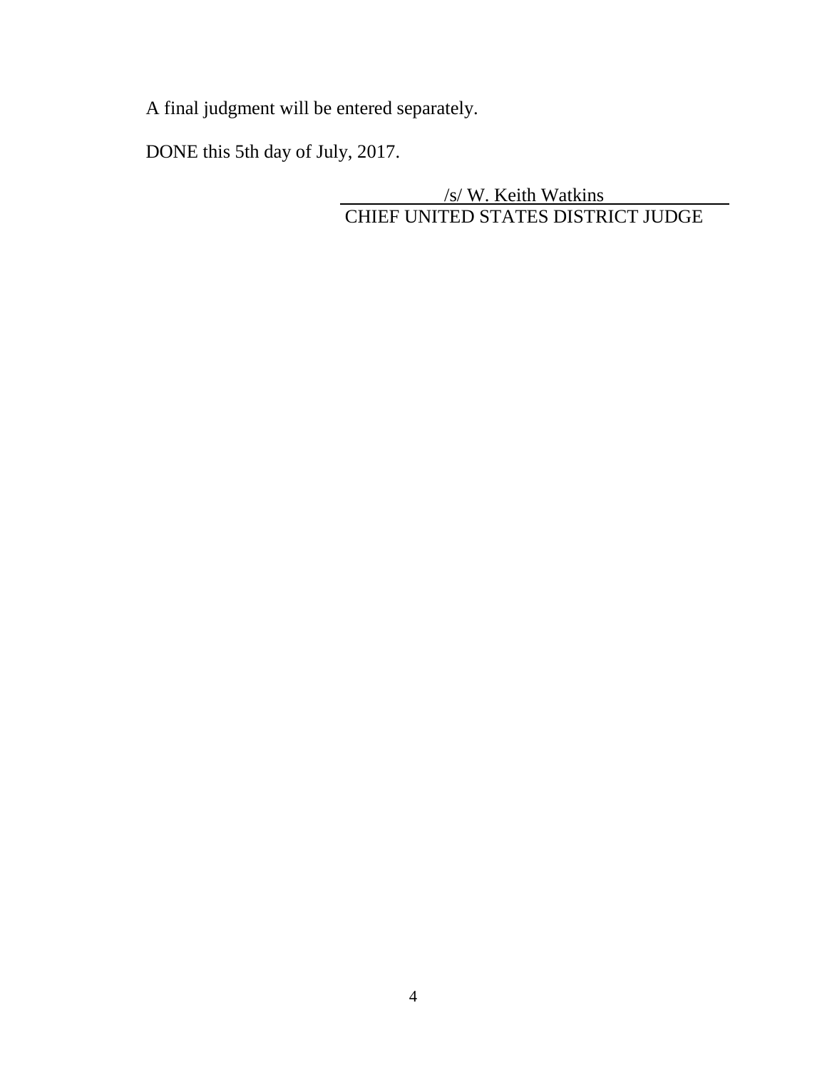A final judgment will be entered separately.

DONE this 5th day of July, 2017.

/s/ W. Keith Watkins
CHIEF UNITED STATES DISTRICT JUDGE